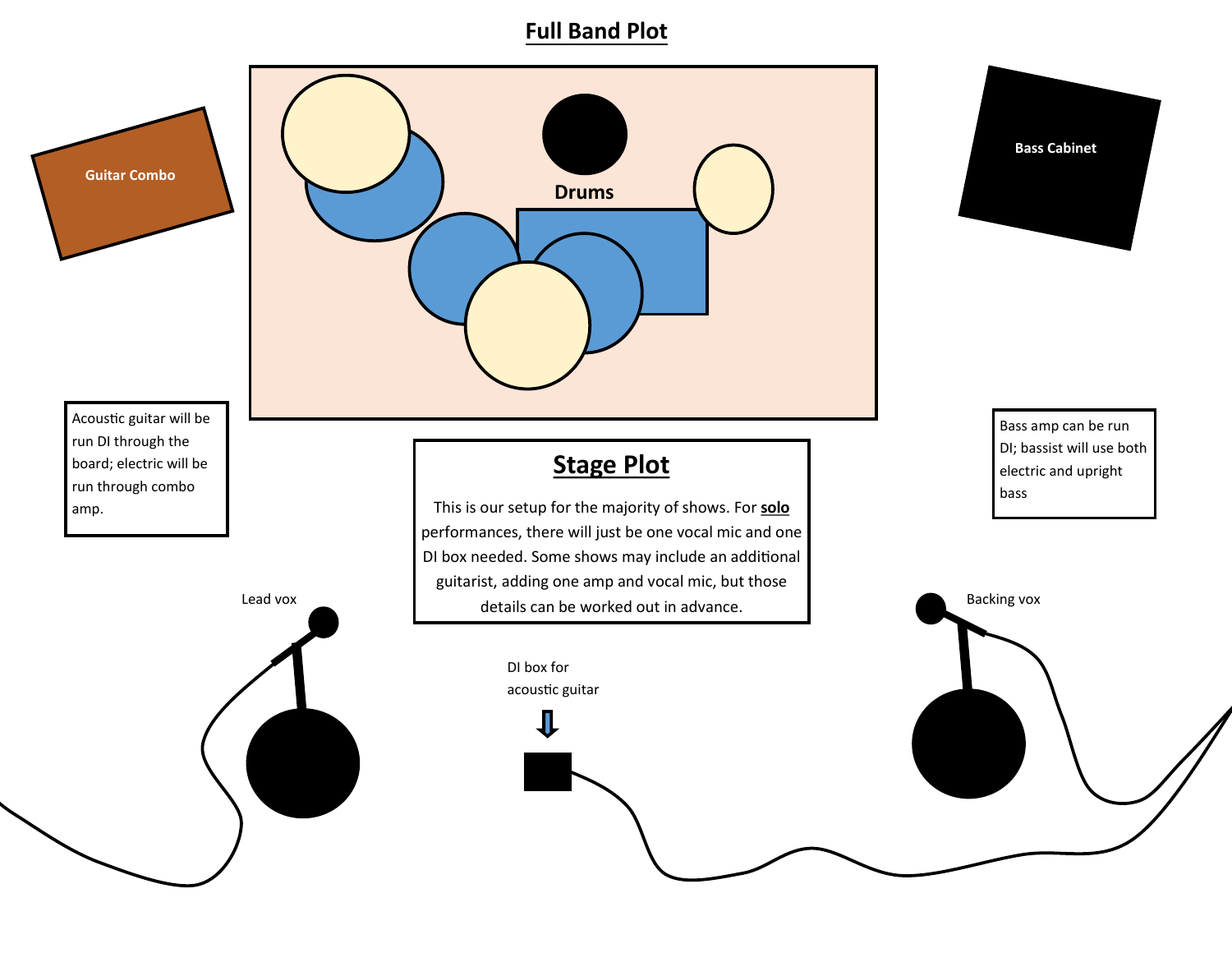# Full Band Plot

Guitar Combo

Drums

Bass Cabinet

Acoustic guitar will be run DI through the board; electric will be run through combo amp.

## Stage Plot

This is our setup for the majority of shows. For **solo** performances, there will just be one vocal mic and one DI box needed. Some shows may include an additional guitarist, adding one amp and vocal mic, but those details can be worked out in advance.

Bass amp can be run DI; bassist will use both electric and upright bass

Lead vox

DI box for acoustic guitar

Backing vox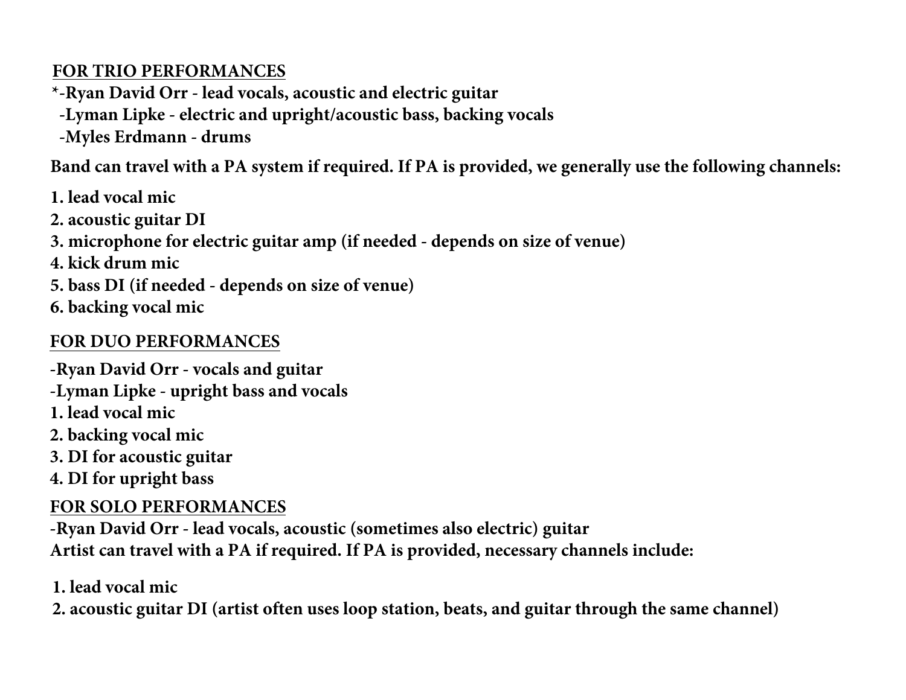**FOR TRIO PERFORMANCES**

**\*-Ryan David Orr - lead vocals, acoustic and electric guitar**
**-Lyman Lipke - electric and upright/acoustic bass, backing vocals**
**-Myles Erdmann - drums**

**Band can travel with a PA system if required. If PA is provided, we generally use the following channels:**

**1. lead vocal mic**
**2. acoustic guitar DI**
**3. microphone for electric guitar amp (if needed - depends on size of venue)**
**4. kick drum mic**
**5. bass DI (if needed - depends on size of venue)**
**6. backing vocal mic**

**FOR DUO PERFORMANCES**

**-Ryan David Orr - vocals and guitar**
**-Lyman Lipke - upright bass and vocals**
**1. lead vocal mic**
**2. backing vocal mic**
**3. DI for acoustic guitar**
**4. DI for upright bass**

**FOR SOLO PERFORMANCES**

**-Ryan David Orr - lead vocals, acoustic (sometimes also electric) guitar**
**Artist can travel with a PA if required. If PA is provided, necessary channels include:**

**1. lead vocal mic**
**2. acoustic guitar DI (artist often uses loop station, beats, and guitar through the same channel)**